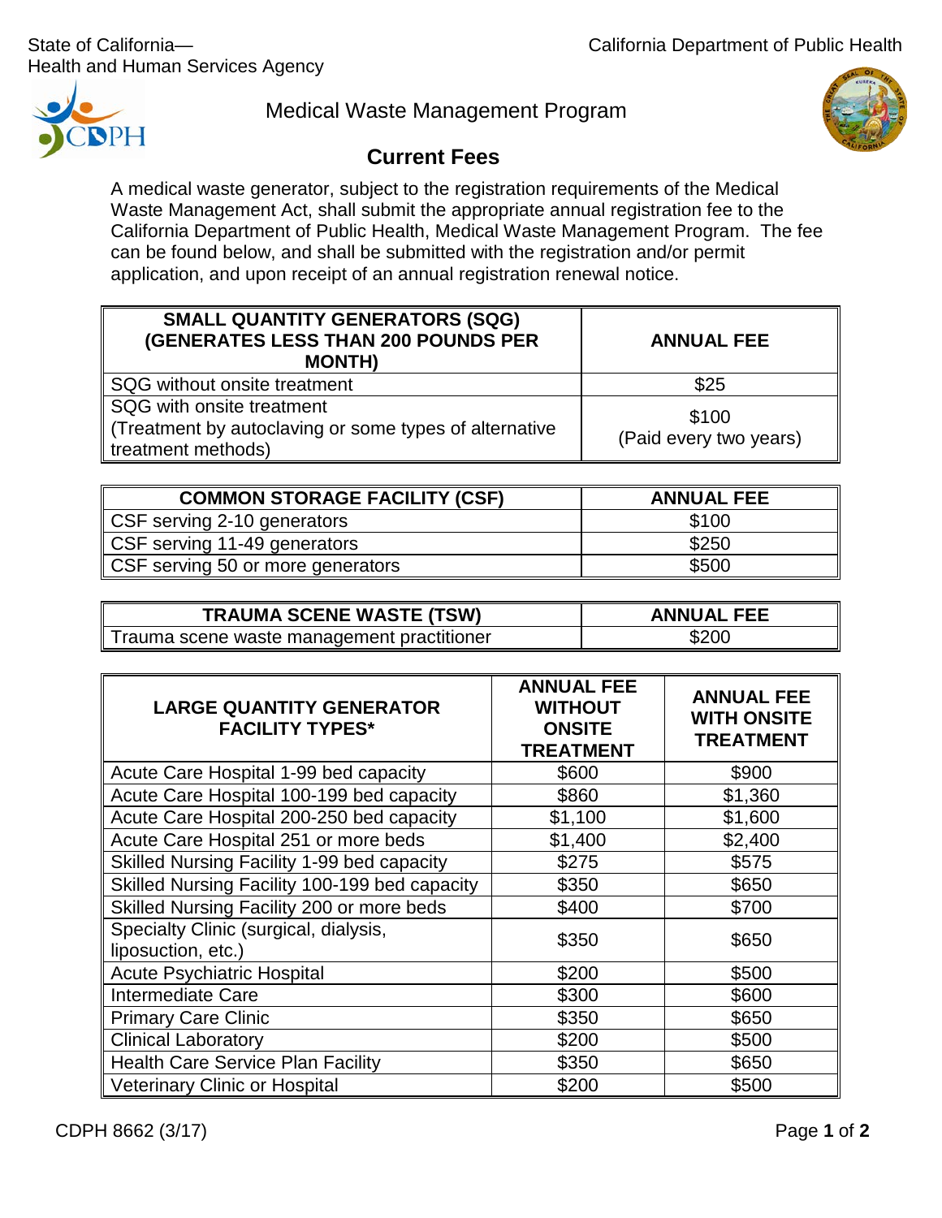State of California—
Health and Human Services Agency

California Department of Public Health

## Medical Waste Management Program

# Current Fees

A medical waste generator, subject to the registration requirements of the Medical Waste Management Act, shall submit the appropriate annual registration fee to the California Department of Public Health, Medical Waste Management Program. The fee can be found below, and shall be submitted with the registration and/or permit application, and upon receipt of an annual registration renewal notice.

| SMALL QUANTITY GENERATORS (SQG) (GENERATES LESS THAN 200 POUNDS PER MONTH) | ANNUAL FEE |
|---|---|
| SQG without onsite treatment | $25 |
| SQG with onsite treatment (Treatment by autoclaving or some types of alternative treatment methods) | $100 (Paid every two years) |

| COMMON STORAGE FACILITY (CSF) | ANNUAL FEE |
|---|---|
| CSF serving 2-10 generators | $100 |
| CSF serving 11-49 generators | $250 |
| CSF serving 50 or more generators | $500 |

| TRAUMA SCENE WASTE (TSW) | ANNUAL FEE |
|---|---|
| Trauma scene waste management practitioner | $200 |

| LARGE QUANTITY GENERATOR FACILITY TYPES* | ANNUAL FEE WITHOUT ONSITE TREATMENT | ANNUAL FEE WITH ONSITE TREATMENT |
|---|---|---|
| Acute Care Hospital 1-99 bed capacity | $600 | $900 |
| Acute Care Hospital 100-199 bed capacity | $860 | $1,360 |
| Acute Care Hospital 200-250 bed capacity | $1,100 | $1,600 |
| Acute Care Hospital 251 or more beds | $1,400 | $2,400 |
| Skilled Nursing Facility 1-99 bed capacity | $275 | $575 |
| Skilled Nursing Facility 100-199 bed capacity | $350 | $650 |
| Skilled Nursing Facility 200 or more beds | $400 | $700 |
| Specialty Clinic (surgical, dialysis, liposuction, etc.) | $350 | $650 |
| Acute Psychiatric Hospital | $200 | $500 |
| Intermediate Care | $300 | $600 |
| Primary Care Clinic | $350 | $650 |
| Clinical Laboratory | $200 | $500 |
| Health Care Service Plan Facility | $350 | $650 |
| Veterinary Clinic or Hospital | $200 | $500 |

CDPH 8662 (3/17)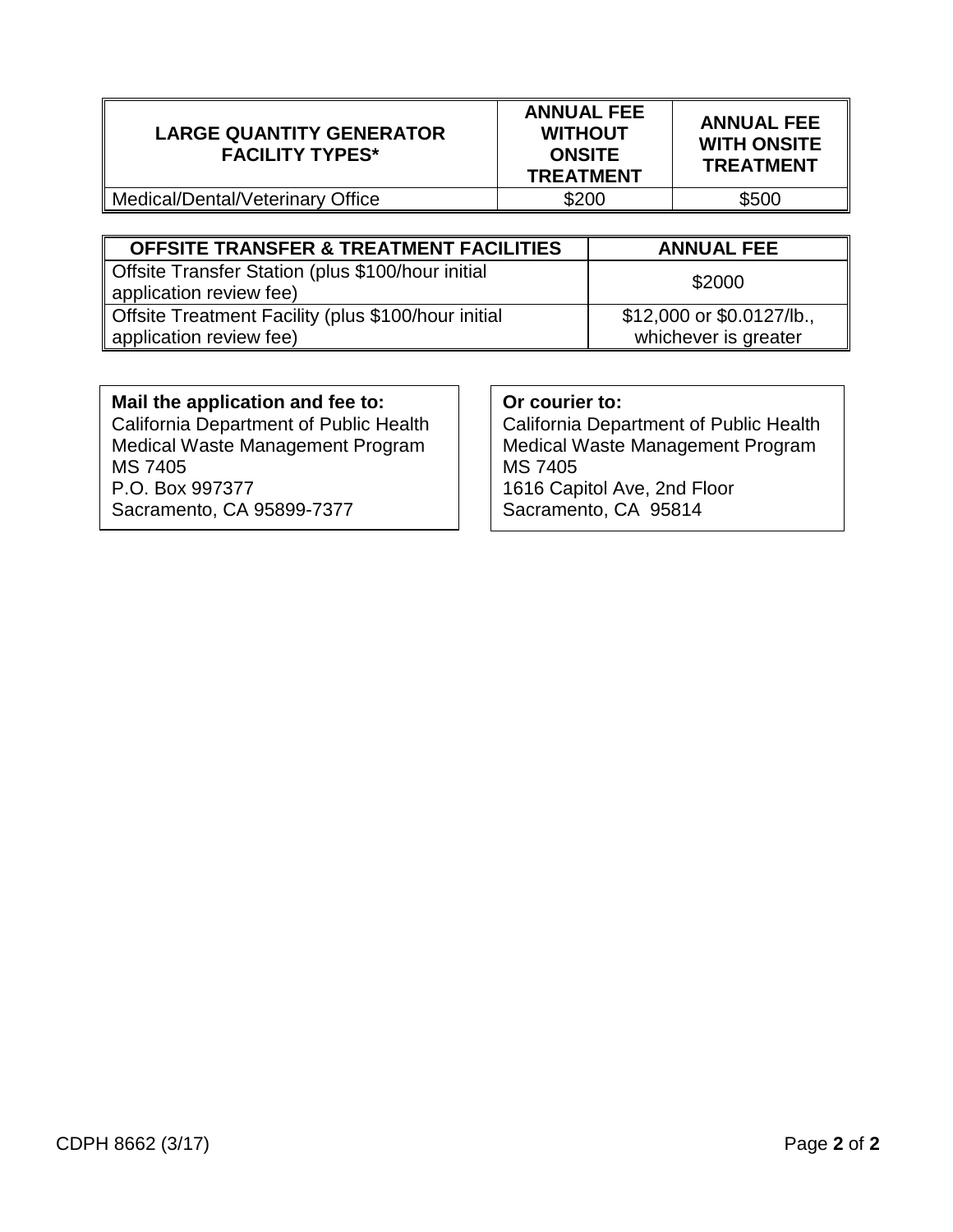| LARGE QUANTITY GENERATOR FACILITY TYPES* | ANNUAL FEE WITHOUT ONSITE TREATMENT | ANNUAL FEE WITH ONSITE TREATMENT |
|---|---|---|
| Medical/Dental/Veterinary Office | $200 | $500 |

| OFFSITE TRANSFER & TREATMENT FACILITIES | ANNUAL FEE |
|---|---|
| Offsite Transfer Station (plus $100/hour initial application review fee) | $2000 |
| Offsite Treatment Facility (plus $100/hour initial application review fee) | $12,000 or $0.0127/lb., whichever is greater |

**Mail the application and fee to:**
California Department of Public Health
Medical Waste Management Program
MS 7405
P.O. Box 997377
Sacramento, CA 95899-7377

**Or courier to:**
California Department of Public Health
Medical Waste Management Program
MS 7405
1616 Capitol Ave, 2nd Floor
Sacramento, CA 95814

CDPH 8662 (3/17)